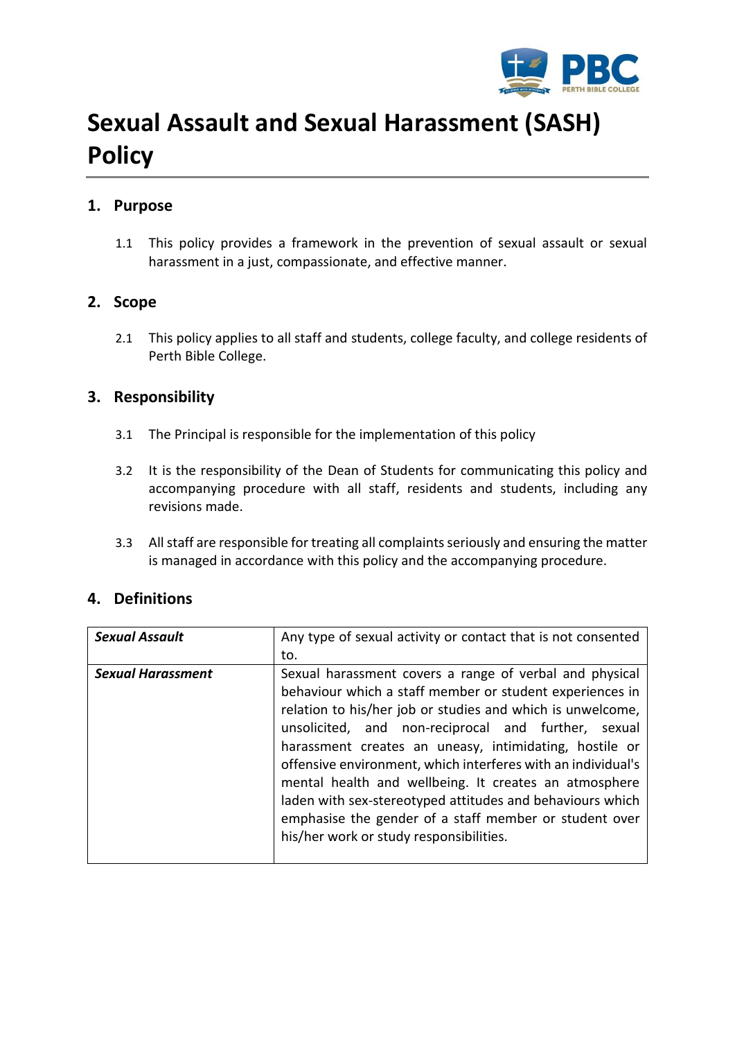# Sexual Assault and Sexual Harassment (SASH) Policy

## 1. Purpose

1.1 This policy provides a framework in the prevention of sexual assault or sexual harassment in a just, compassionate, and effective manner.

## 2. Scope

2.1 This policy applies to all staff and students, college faculty, and college residents of Perth Bible College.

## 3. Responsibility

3.1 The Principal is responsible for the implementation of this policy

3.2 It is the responsibility of the Dean of Students for communicating this policy and accompanying procedure with all staff, residents and students, including any revisions made.

3.3 All staff are responsible for treating all complaints seriously and ensuring the matter is managed in accordance with this policy and the accompanying procedure.

## 4. Definitions

| | |
|---|---|
| ***Sexual Assault*** | Any type of sexual activity or contact that is not consented to. |
| ***Sexual Harassment*** | Sexual harassment covers a range of verbal and physical behaviour which a staff member or student experiences in relation to his/her job or studies and which is unwelcome, unsolicited, and non-reciprocal and further, sexual harassment creates an uneasy, intimidating, hostile or offensive environment, which interferes with an individual's mental health and wellbeing. It creates an atmosphere laden with sex-stereotyped attitudes and behaviours which emphasise the gender of a staff member or student over his/her work or study responsibilities. |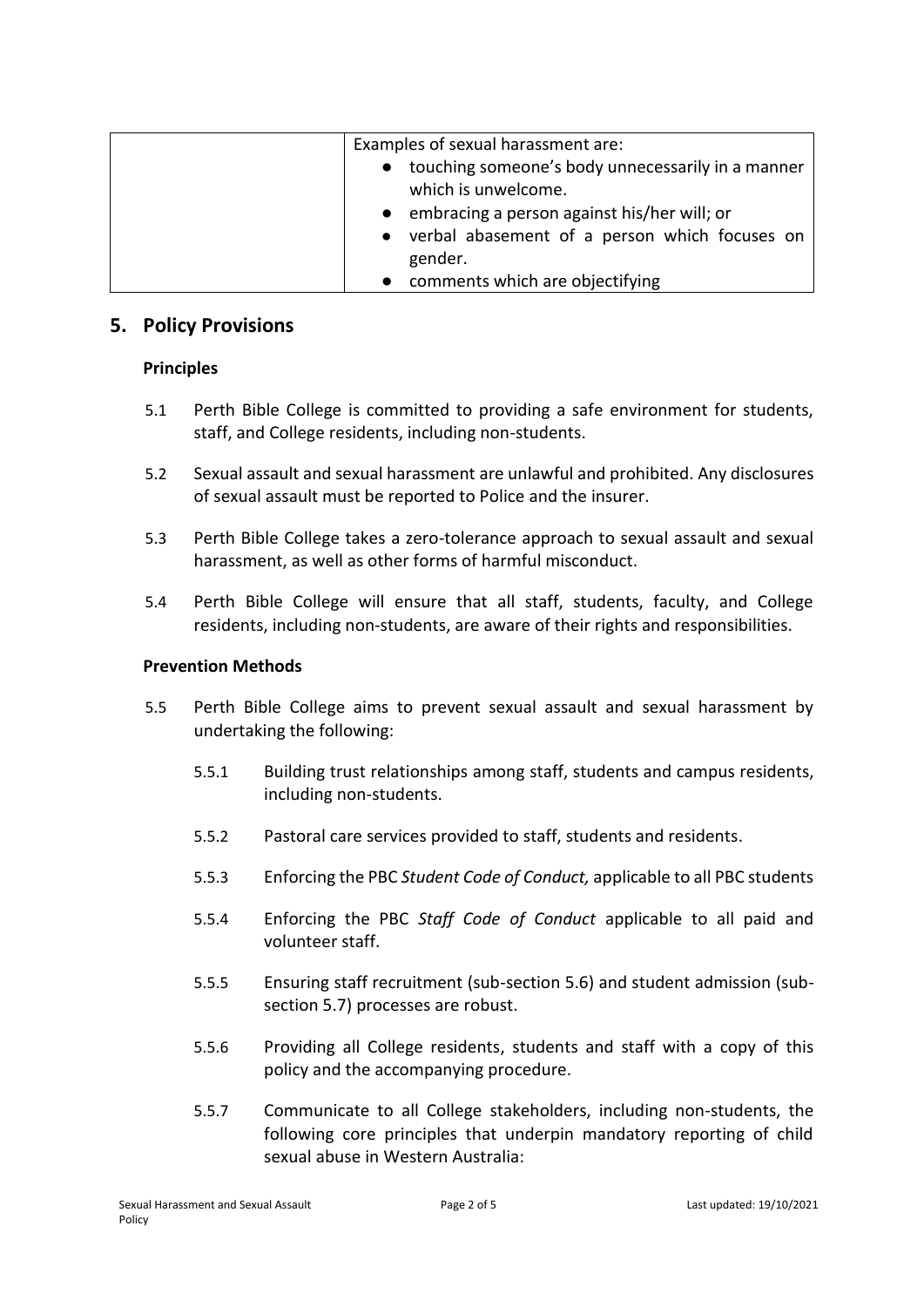| | Examples of sexual harassment are:<br>• touching someone's body unnecessarily in a manner which is unwelcome.<br>• embracing a person against his/her will; or<br>• verbal abasement of a person which focuses on gender.<br>• comments which are objectifying |
|---|---|

## 5. Policy Provisions

**Principles**

5.1 Perth Bible College is committed to providing a safe environment for students, staff, and College residents, including non-students.

5.2 Sexual assault and sexual harassment are unlawful and prohibited. Any disclosures of sexual assault must be reported to Police and the insurer.

5.3 Perth Bible College takes a zero-tolerance approach to sexual assault and sexual harassment, as well as other forms of harmful misconduct.

5.4 Perth Bible College will ensure that all staff, students, faculty, and College residents, including non-students, are aware of their rights and responsibilities.

**Prevention Methods**

5.5 Perth Bible College aims to prevent sexual assault and sexual harassment by undertaking the following:

5.5.1 Building trust relationships among staff, students and campus residents, including non-students.

5.5.2 Pastoral care services provided to staff, students and residents.

5.5.3 Enforcing the PBC *Student Code of Conduct,* applicable to all PBC students

5.5.4 Enforcing the PBC *Staff Code of Conduct* applicable to all paid and volunteer staff.

5.5.5 Ensuring staff recruitment (sub-section 5.6) and student admission (sub-section 5.7) processes are robust.

5.5.6 Providing all College residents, students and staff with a copy of this policy and the accompanying procedure.

5.5.7 Communicate to all College stakeholders, including non-students, the following core principles that underpin mandatory reporting of child sexual abuse in Western Australia: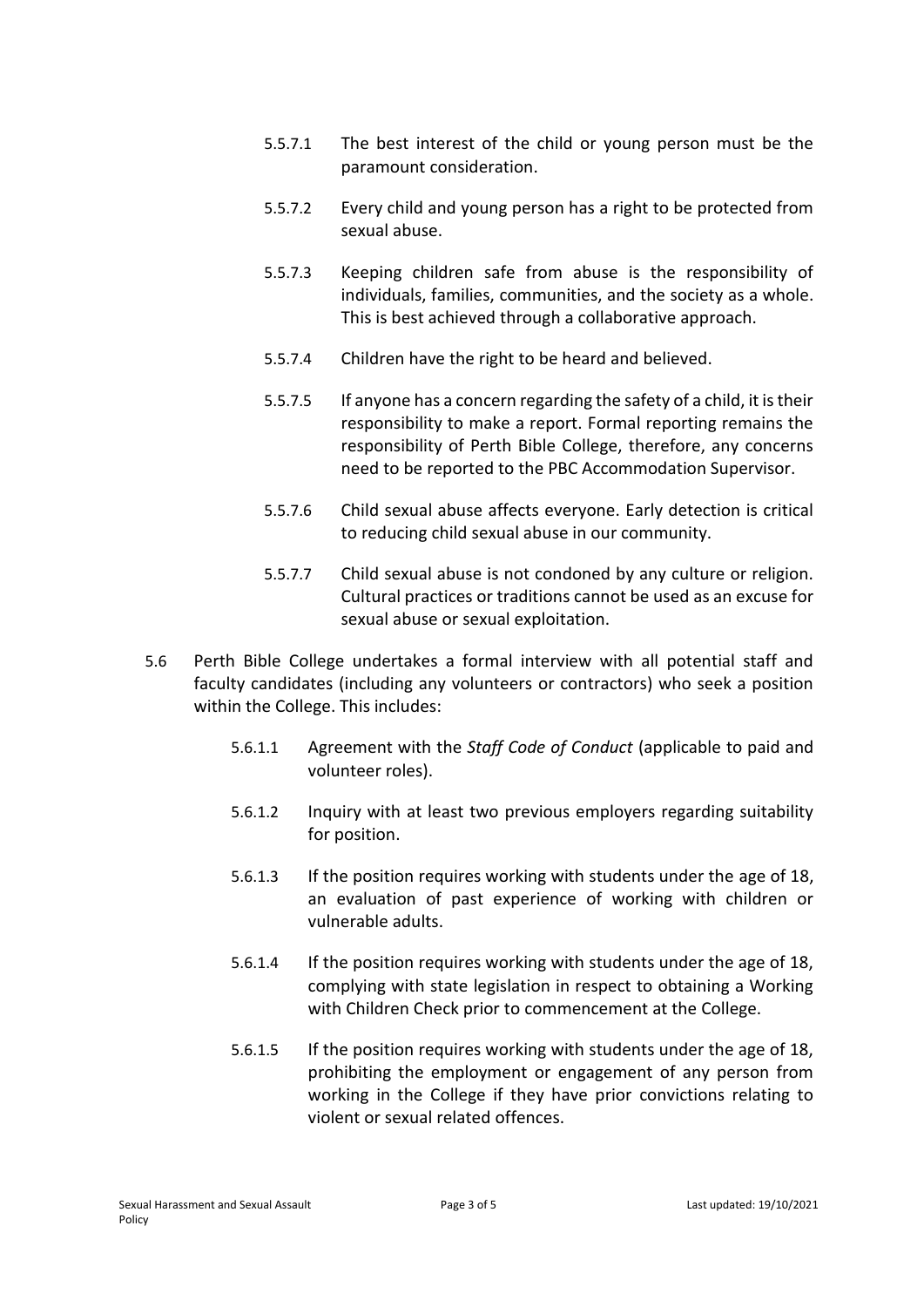5.5.7.1 The best interest of the child or young person must be the paramount consideration.

5.5.7.2 Every child and young person has a right to be protected from sexual abuse.

5.5.7.3 Keeping children safe from abuse is the responsibility of individuals, families, communities, and the society as a whole. This is best achieved through a collaborative approach.

5.5.7.4 Children have the right to be heard and believed.

5.5.7.5 If anyone has a concern regarding the safety of a child, it is their responsibility to make a report. Formal reporting remains the responsibility of Perth Bible College, therefore, any concerns need to be reported to the PBC Accommodation Supervisor.

5.5.7.6 Child sexual abuse affects everyone. Early detection is critical to reducing child sexual abuse in our community.

5.5.7.7 Child sexual abuse is not condoned by any culture or religion. Cultural practices or traditions cannot be used as an excuse for sexual abuse or sexual exploitation.

5.6 Perth Bible College undertakes a formal interview with all potential staff and faculty candidates (including any volunteers or contractors) who seek a position within the College. This includes:

5.6.1.1 Agreement with the *Staff Code of Conduct* (applicable to paid and volunteer roles).

5.6.1.2 Inquiry with at least two previous employers regarding suitability for position.

5.6.1.3 If the position requires working with students under the age of 18, an evaluation of past experience of working with children or vulnerable adults.

5.6.1.4 If the position requires working with students under the age of 18, complying with state legislation in respect to obtaining a Working with Children Check prior to commencement at the College.

5.6.1.5 If the position requires working with students under the age of 18, prohibiting the employment or engagement of any person from working in the College if they have prior convictions relating to violent or sexual related offences.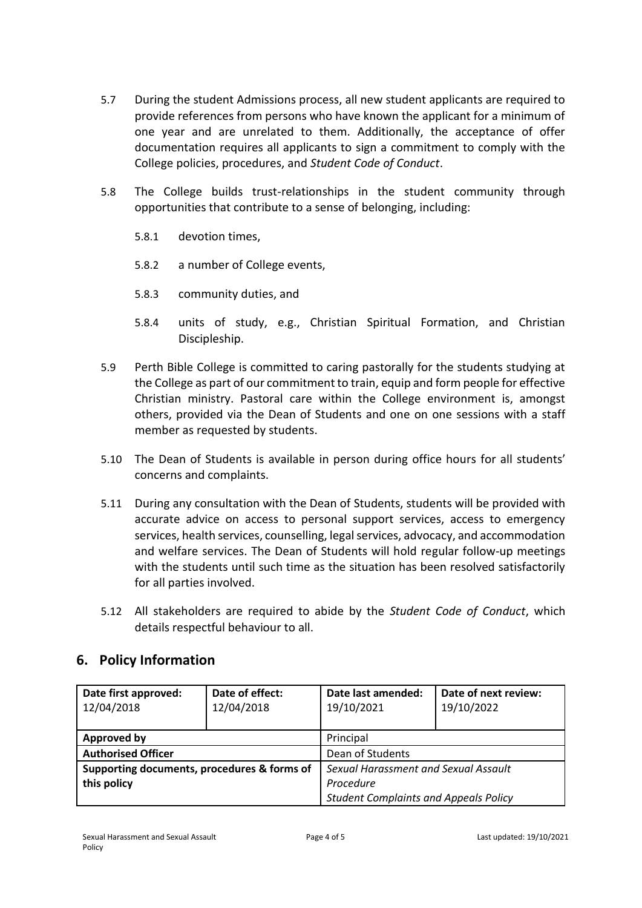5.7 During the student Admissions process, all new student applicants are required to provide references from persons who have known the applicant for a minimum of one year and are unrelated to them. Additionally, the acceptance of offer documentation requires all applicants to sign a commitment to comply with the College policies, procedures, and *Student Code of Conduct*.

5.8 The College builds trust-relationships in the student community through opportunities that contribute to a sense of belonging, including:

5.8.1 devotion times,

5.8.2 a number of College events,

5.8.3 community duties, and

5.8.4 units of study, e.g., Christian Spiritual Formation, and Christian Discipleship.

5.9 Perth Bible College is committed to caring pastorally for the students studying at the College as part of our commitment to train, equip and form people for effective Christian ministry. Pastoral care within the College environment is, amongst others, provided via the Dean of Students and one on one sessions with a staff member as requested by students.

5.10 The Dean of Students is available in person during office hours for all students' concerns and complaints.

5.11 During any consultation with the Dean of Students, students will be provided with accurate advice on access to personal support services, access to emergency services, health services, counselling, legal services, advocacy, and accommodation and welfare services. The Dean of Students will hold regular follow-up meetings with the students until such time as the situation has been resolved satisfactorily for all parties involved.

5.12 All stakeholders are required to abide by the *Student Code of Conduct*, which details respectful behaviour to all.

## 6. Policy Information

| **Date first approved:** 12/04/2018 | **Date of effect:** 12/04/2018 | **Date last amended:** 19/10/2021 | **Date of next review:** 19/10/2022 |
|---|---|---|---|
| **Approved by** | | Principal | |
| **Authorised Officer** | | Dean of Students | |
| **Supporting documents, procedures & forms of this policy** | | *Sexual Harassment and Sexual Assault Procedure*<br>*Student Complaints and Appeals Policy* | |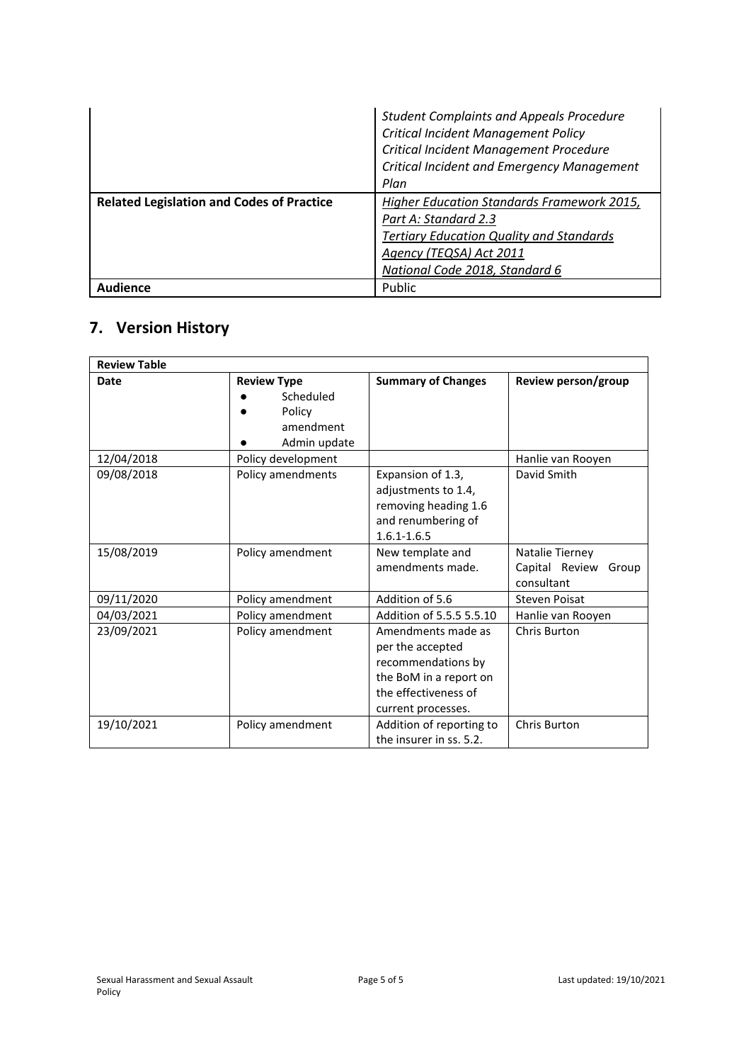| | |
|---|---|
| | *Student Complaints and Appeals Procedure*<br>*Critical Incident Management Policy*<br>*Critical Incident Management Procedure*<br>*Critical Incident and Emergency Management Plan* |
| **Related Legislation and Codes of Practice** | *Higher Education Standards Framework 2015, Part A: Standard 2.3*<br>*Tertiary Education Quality and Standards Agency (TEQSA) Act 2011*<br>*National Code 2018, Standard 6* |
| **Audience** | Public |

## 7. Version History

| **Review Table** | | | |
|---|---|---|---|
| **Date** | **Review Type**<br>● Scheduled<br>● Policy amendment<br>● Admin update | **Summary of Changes** | **Review person/group** |
| 12/04/2018 | Policy development | | Hanlie van Rooyen |
| 09/08/2018 | Policy amendments | Expansion of 1.3, adjustments to 1.4, removing heading 1.6 and renumbering of 1.6.1-1.6.5 | David Smith |
| 15/08/2019 | Policy amendment | New template and amendments made. | Natalie Tierney<br>Capital Review Group consultant |
| 09/11/2020 | Policy amendment | Addition of 5.6 | Steven Poisat |
| 04/03/2021 | Policy amendment | Addition of 5.5.5 5.5.10 | Hanlie van Rooyen |
| 23/09/2021 | Policy amendment | Amendments made as per the accepted recommendations by the BoM in a report on the effectiveness of current processes. | Chris Burton |
| 19/10/2021 | Policy amendment | Addition of reporting to the insurer in ss. 5.2. | Chris Burton |